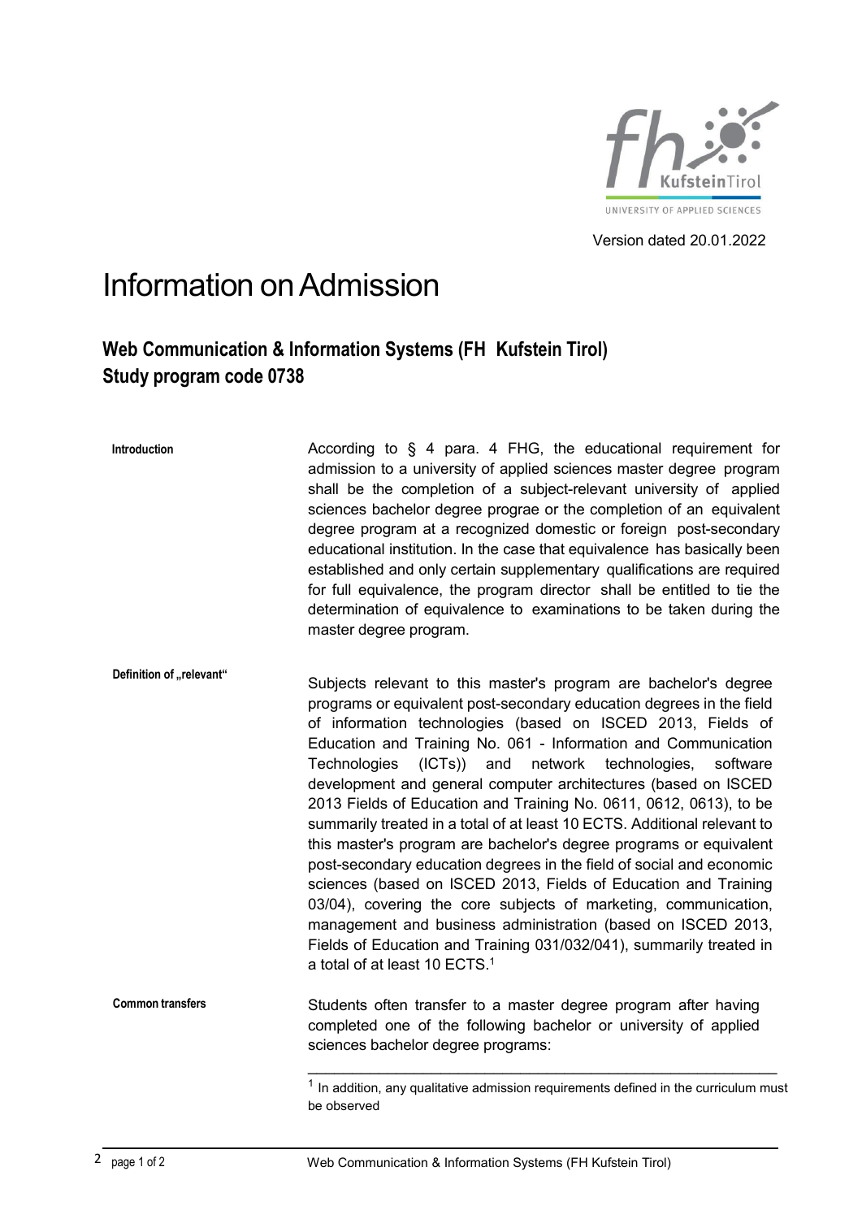Version dated 20.01.2022

# Information on Admission

## Web Communication & Information Systems (FH Kufstein Tirol)
## Study program code 0738

**Introduction**

According to § 4 para. 4 FHG, the educational requirement for admission to a university of applied sciences master degree program shall be the completion of a subject-relevant university of applied sciences bachelor degree prograe or the completion of an equivalent degree program at a recognized domestic or foreign post-secondary educational institution. In the case that equivalence has basically been established and only certain supplementary qualifications are required for full equivalence, the program director shall be entitled to tie the determination of equivalence to examinations to be taken during the master degree program.

**Definition of „relevant“**

Subjects relevant to this master's program are bachelor's degree programs or equivalent post-secondary education degrees in the field of information technologies (based on ISCED 2013, Fields of Education and Training No. 061 - Information and Communication Technologies (ICTs)) and network technologies, software development and general computer architectures (based on ISCED 2013 Fields of Education and Training No. 0611, 0612, 0613), to be summarily treated in a total of at least 10 ECTS. Additional relevant to this master's program are bachelor's degree programs or equivalent post-secondary education degrees in the field of social and economic sciences (based on ISCED 2013, Fields of Education and Training 03/04), covering the core subjects of marketing, communication, management and business administration (based on ISCED 2013, Fields of Education and Training 031/032/041), summarily treated in a total of at least 10 ECTS.[1]

**Common transfers**

Students often transfer to a master degree program after having completed one of the following bachelor or university of applied sciences bachelor degree programs:

---

[1] In addition, any qualitative admission requirements defined in the curriculum must be observed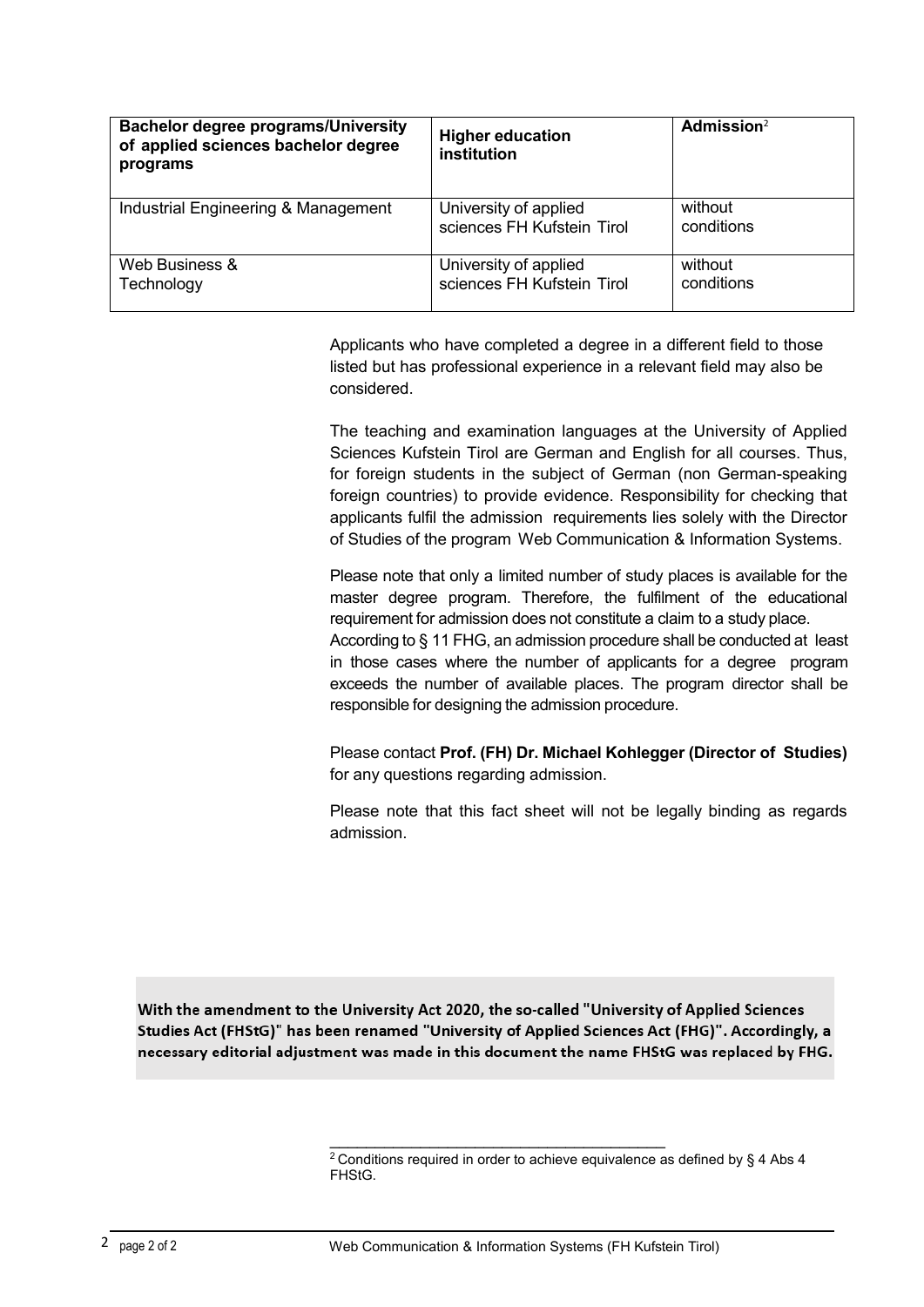| Bachelor degree programs/University of applied sciences bachelor degree programs | Higher education institution | Admission[2] |
| --- | --- | --- |
| Industrial Engineering & Management | University of applied sciences FH Kufstein Tirol | without conditions |
| Web Business & Technology | University of applied sciences FH Kufstein Tirol | without conditions |

Applicants who have completed a degree in a different field to those listed but has professional experience in a relevant field may also be considered.

The teaching and examination languages at the University of Applied Sciences Kufstein Tirol are German and English for all courses. Thus, for foreign students in the subject of German (non German-speaking foreign countries) to provide evidence. Responsibility for checking that applicants fulfil the admission requirements lies solely with the Director of Studies of the program Web Communication & Information Systems.

Please note that only a limited number of study places is available for the master degree program. Therefore, the fulfilment of the educational requirement for admission does not constitute a claim to a study place. According to § 11 FHG, an admission procedure shall be conducted at least in those cases where the number of applicants for a degree program exceeds the number of available places. The program director shall be responsible for designing the admission procedure.

Please contact **Prof. (FH) Dr. Michael Kohlegger (Director of Studies)** for any questions regarding admission.

Please note that this fact sheet will not be legally binding as regards admission.

**With the amendment to the University Act 2020, the so-called "University of Applied Sciences Studies Act (FHStG)" has been renamed "University of Applied Sciences Act (FHG)". Accordingly, a necessary editorial adjustment was made in this document the name FHStG was replaced by FHG.**

[2] Conditions required in order to achieve equivalence as defined by § 4 Abs 4 FHStG.